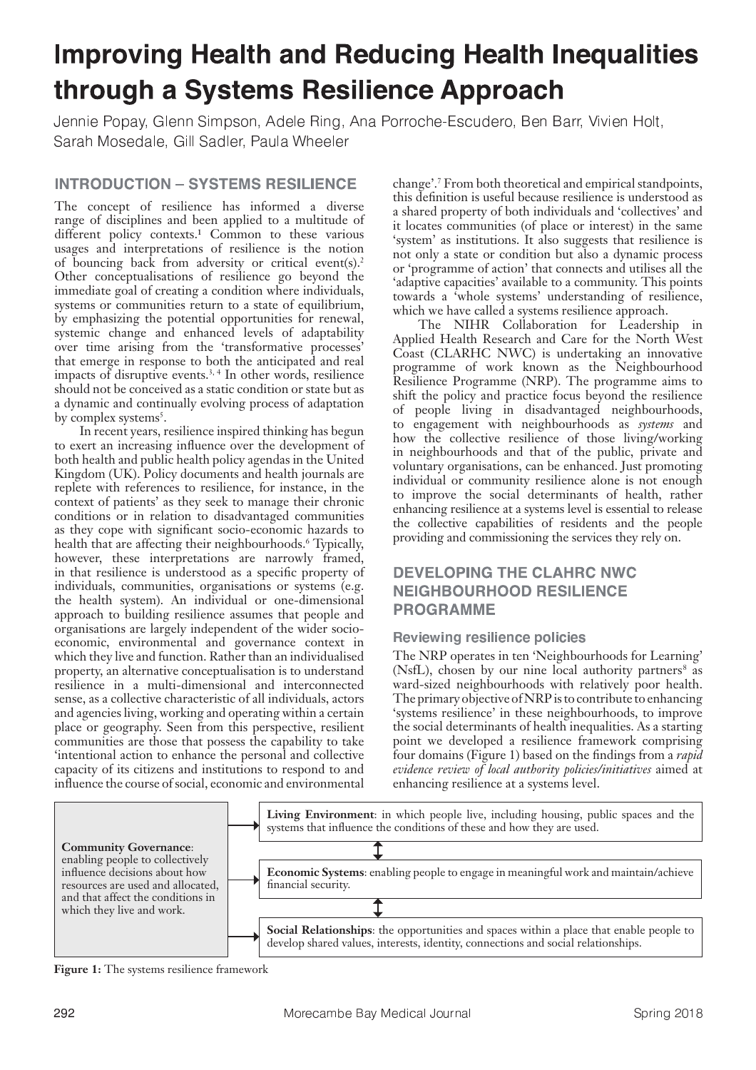# Improving Health and Reducing Health Inequalities through a Systems Resilience Approach

Jennie Popay, Glenn Simpson, Adele Ring, Ana Porroche-Escudero, Ben Barr, Vivien Holt, Sarah Mosedale, Gill Sadler, Paula Wheeler

## INTRODUCTION – SYSTEMS RESILIENCE

The concept of resilience has informed a diverse range of disciplines and been applied to a multitude of different policy contexts.[1] Common to these various usages and interpretations of resilience is the notion of bouncing back from adversity or critical event(s).[2] Other conceptualisations of resilience go beyond the immediate goal of creating a condition where individuals, systems or communities return to a state of equilibrium, by emphasizing the potential opportunities for renewal, systemic change and enhanced levels of adaptability over time arising from the 'transformative processes' that emerge in response to both the anticipated and real impacts of disruptive events.[3, 4] In other words, resilience should not be conceived as a static condition or state but as a dynamic and continually evolving process of adaptation by complex systems[5].

In recent years, resilience inspired thinking has begun to exert an increasing influence over the development of both health and public health policy agendas in the United Kingdom (UK). Policy documents and health journals are replete with references to resilience, for instance, in the context of patients' as they seek to manage their chronic conditions or in relation to disadvantaged communities as they cope with significant socio-economic hazards to health that are affecting their neighbourhoods.[6] Typically, however, these interpretations are narrowly framed, in that resilience is understood as a specific property of individuals, communities, organisations or systems (e.g. the health system). An individual or one-dimensional approach to building resilience assumes that people and organisations are largely independent of the wider socio-economic, environmental and governance context in which they live and function. Rather than an individualised property, an alternative conceptualisation is to understand resilience in a multi-dimensional and interconnected sense, as a collective characteristic of all individuals, actors and agencies living, working and operating within a certain place or geography. Seen from this perspective, resilient communities are those that possess the capability to take 'intentional action to enhance the personal and collective capacity of its citizens and institutions to respond to and influence the course of social, economic and environmental change'.[7] From both theoretical and empirical standpoints, this definition is useful because resilience is understood as a shared property of both individuals and 'collectives' and it locates communities (of place or interest) in the same 'system' as institutions. It also suggests that resilience is not only a state or condition but also a dynamic process or 'programme of action' that connects and utilises all the 'adaptive capacities' available to a community. This points towards a 'whole systems' understanding of resilience, which we have called a systems resilience approach.

The NIHR Collaboration for Leadership in Applied Health Research and Care for the North West Coast (CLARHC NWC) is undertaking an innovative programme of work known as the Neighbourhood Resilience Programme (NRP). The programme aims to shift the policy and practice focus beyond the resilience of people living in disadvantaged neighbourhoods, to engagement with neighbourhoods as *systems* and how the collective resilience of those living/working in neighbourhoods and that of the public, private and voluntary organisations, can be enhanced. Just promoting individual or community resilience alone is not enough to improve the social determinants of health, rather enhancing resilience at a systems level is essential to release the collective capabilities of residents and the people providing and commissioning the services they rely on.

## DEVELOPING THE CLAHRC NWC NEIGHBOURHOOD RESILIENCE PROGRAMME

### Reviewing resilience policies

The NRP operates in ten 'Neighbourhoods for Learning' (NsfL), chosen by our nine local authority partners[8] as ward-sized neighbourhoods with relatively poor health. The primary objective of NRP is to contribute to enhancing 'systems resilience' in these neighbourhoods, to improve the social determinants of health inequalities. As a starting point we developed a resilience framework comprising four domains (Figure 1) based on the findings from a *rapid evidence review of local authority policies/initiatives* aimed at enhancing resilience at a systems level.

**Community Governance**: enabling people to collectively influence decisions about how resources are used and allocated, and that affect the conditions in which they live and work.

**Living Environment**: in which people live, including housing, public spaces and the systems that influence the conditions of these and how they are used.

**Economic Systems**: enabling people to engage in meaningful work and maintain/achieve financial security.

**Social Relationships**: the opportunities and spaces within a place that enable people to develop shared values, interests, identity, connections and social relationships.

**Figure 1:** The systems resilience framework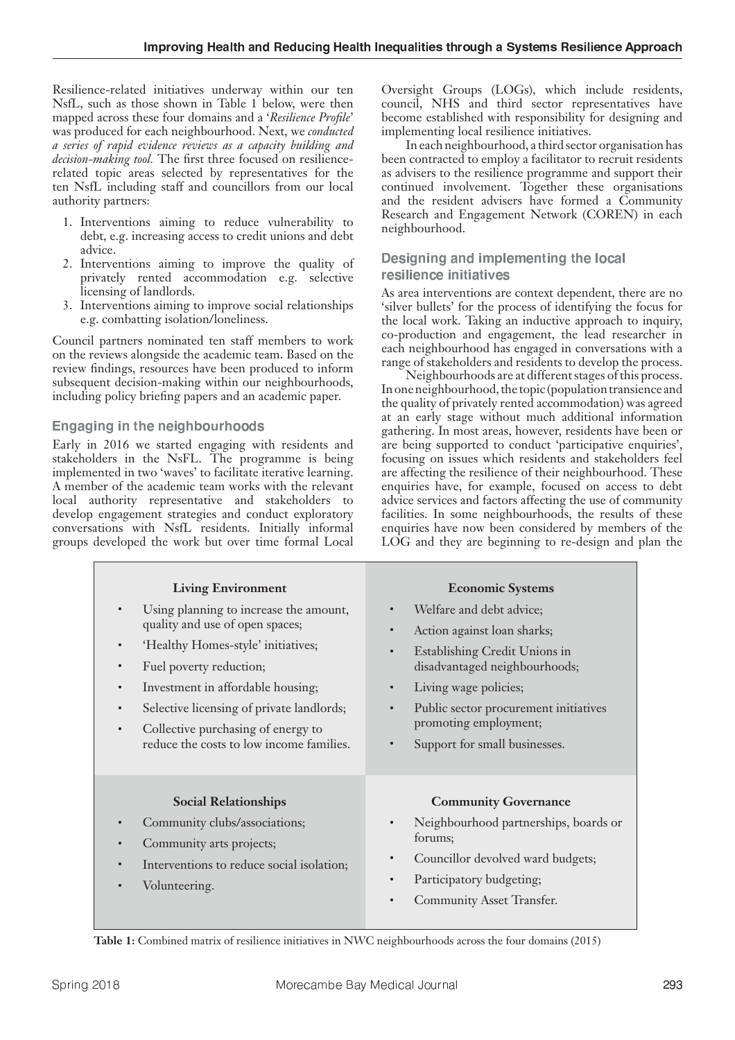Resilience-related initiatives underway within our ten NsfL, such as those shown in Table 1 below, were then mapped across these four domains and a '*Resilience Profile*' was produced for each neighbourhood. Next, we *conducted a series of rapid evidence reviews as a capacity building and decision-making tool.* The first three focused on resilience-related topic areas selected by representatives for the ten NsfL including staff and councillors from our local authority partners:

1. Interventions aiming to reduce vulnerability to debt, e.g. increasing access to credit unions and debt advice.
2. Interventions aiming to improve the quality of privately rented accommodation e.g. selective licensing of landlords.
3. Interventions aiming to improve social relationships e.g. combatting isolation/loneliness.

Council partners nominated ten staff members to work on the reviews alongside the academic team. Based on the review findings, resources have been produced to inform subsequent decision-making within our neighbourhoods, including policy briefing papers and an academic paper.

### Engaging in the neighbourhoods

Early in 2016 we started engaging with residents and stakeholders in the NsFL. The programme is being implemented in two 'waves' to facilitate iterative learning. A member of the academic team works with the relevant local authority representative and stakeholders to develop engagement strategies and conduct exploratory conversations with NsfL residents. Initially informal groups developed the work but over time formal Local Oversight Groups (LOGs), which include residents, council, NHS and third sector representatives have become established with responsibility for designing and implementing local resilience initiatives.

In each neighbourhood, a third sector organisation has been contracted to employ a facilitator to recruit residents as advisers to the resilience programme and support their continued involvement. Together these organisations and the resident advisers have formed a Community Research and Engagement Network (COREN) in each neighbourhood.

### Designing and implementing the local resilience initiatives

As area interventions are context dependent, there are no 'silver bullets' for the process of identifying the focus for the local work. Taking an inductive approach to inquiry, co-production and engagement, the lead researcher in each neighbourhood has engaged in conversations with a range of stakeholders and residents to develop the process.

Neighbourhoods are at different stages of this process. In one neighbourhood, the topic (population transience and the quality of privately rented accommodation) was agreed at an early stage without much additional information gathering. In most areas, however, residents have been or are being supported to conduct 'participative enquiries', focusing on issues which residents and stakeholders feel are affecting the resilience of their neighbourhood. These enquiries have, for example, focused on access to debt advice services and factors affecting the use of community facilities. In some neighbourhoods, the results of these enquiries have now been considered by members of the LOG and they are beginning to re-design and plan the

| Living Environment | Economic Systems |
|---|---|
| • Using planning to increase the amount, quality and use of open spaces;<br>• 'Healthy Homes-style' initiatives;<br>• Fuel poverty reduction;<br>• Investment in affordable housing;<br>• Selective licensing of private landlords;<br>• Collective purchasing of energy to reduce the costs to low income families. | • Welfare and debt advice;<br>• Action against loan sharks;<br>• Establishing Credit Unions in disadvantaged neighbourhoods;<br>• Living wage policies;<br>• Public sector procurement initiatives promoting employment;<br>• Support for small businesses. |
| **Social Relationships** | **Community Governance** |
| • Community clubs/associations;<br>• Community arts projects;<br>• Interventions to reduce social isolation;<br>• Volunteering. | • Neighbourhood partnerships, boards or forums;<br>• Councillor devolved ward budgets;<br>• Participatory budgeting;<br>• Community Asset Transfer. |

**Table 1:** Combined matrix of resilience initiatives in NWC neighbourhoods across the four domains (2015)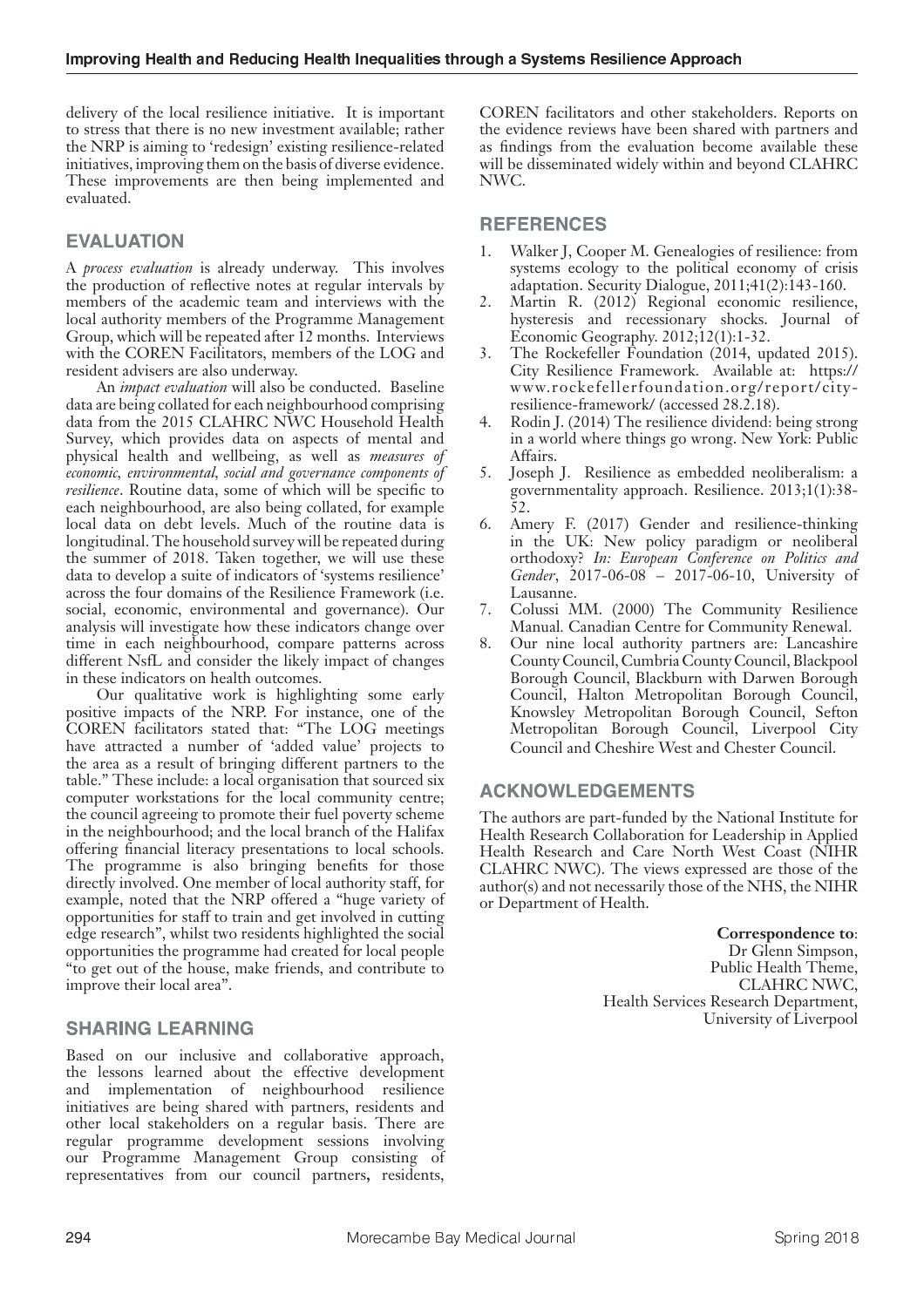delivery of the local resilience initiative. It is important to stress that there is no new investment available; rather the NRP is aiming to 'redesign' existing resilience-related initiatives, improving them on the basis of diverse evidence. These improvements are then being implemented and evaluated.

## EVALUATION

A *process evaluation* is already underway. This involves the production of reflective notes at regular intervals by members of the academic team and interviews with the local authority members of the Programme Management Group, which will be repeated after 12 months. Interviews with the COREN Facilitators, members of the LOG and resident advisers are also underway.

An *impact evaluation* will also be conducted. Baseline data are being collated for each neighbourhood comprising data from the 2015 CLAHRC NWC Household Health Survey, which provides data on aspects of mental and physical health and wellbeing, as well as *measures of economic, environmental, social and governance components of resilience*. Routine data, some of which will be specific to each neighbourhood, are also being collated, for example local data on debt levels. Much of the routine data is longitudinal. The household survey will be repeated during the summer of 2018. Taken together, we will use these data to develop a suite of indicators of 'systems resilience' across the four domains of the Resilience Framework (i.e. social, economic, environmental and governance). Our analysis will investigate how these indicators change over time in each neighbourhood, compare patterns across different NsfL and consider the likely impact of changes in these indicators on health outcomes.

Our qualitative work is highlighting some early positive impacts of the NRP. For instance, one of the COREN facilitators stated that: "The LOG meetings have attracted a number of 'added value' projects to the area as a result of bringing different partners to the table." These include: a local organisation that sourced six computer workstations for the local community centre; the council agreeing to promote their fuel poverty scheme in the neighbourhood; and the local branch of the Halifax offering financial literacy presentations to local schools. The programme is also bringing benefits for those directly involved. One member of local authority staff, for example, noted that the NRP offered a "huge variety of opportunities for staff to train and get involved in cutting edge research", whilst two residents highlighted the social opportunities the programme had created for local people "to get out of the house, make friends, and contribute to improve their local area".

## SHARING LEARNING

Based on our inclusive and collaborative approach, the lessons learned about the effective development and implementation of neighbourhood resilience initiatives are being shared with partners, residents and other local stakeholders on a regular basis. There are regular programme development sessions involving our Programme Management Group consisting of representatives from our council partners, residents, COREN facilitators and other stakeholders. Reports on the evidence reviews have been shared with partners and as findings from the evaluation become available these will be disseminated widely within and beyond CLAHRC NWC.

## REFERENCES

1. Walker J, Cooper M. Genealogies of resilience: from systems ecology to the political economy of crisis adaptation. Security Dialogue, 2011;41(2):143-160.
2. Martin R. (2012) Regional economic resilience, hysteresis and recessionary shocks. Journal of Economic Geography. 2012;12(1):1-32.
3. The Rockefeller Foundation (2014, updated 2015). City Resilience Framework. Available at: https://www.rockefellerfoundation.org/report/city-resilience-framework/ (accessed 28.2.18).
4. Rodin J. (2014) The resilience dividend: being strong in a world where things go wrong. New York: Public Affairs.
5. Joseph J. Resilience as embedded neoliberalism: a governmentality approach. Resilience. 2013;1(1):38-52.
6. Amery F. (2017) Gender and resilience-thinking in the UK: New policy paradigm or neoliberal orthodoxy? *In: European Conference on Politics and Gender*, 2017-06-08 – 2017-06-10, University of Lausanne.
7. Colussi MM. (2000) The Community Resilience Manual. Canadian Centre for Community Renewal.
8. Our nine local authority partners are: Lancashire County Council, Cumbria County Council, Blackpool Borough Council, Blackburn with Darwen Borough Council, Halton Metropolitan Borough Council, Knowsley Metropolitan Borough Council, Sefton Metropolitan Borough Council, Liverpool City Council and Cheshire West and Chester Council.

## ACKNOWLEDGEMENTS

The authors are part-funded by the National Institute for Health Research Collaboration for Leadership in Applied Health Research and Care North West Coast (NIHR CLAHRC NWC). The views expressed are those of the author(s) and not necessarily those of the NHS, the NIHR or Department of Health.

**Correspondence to**:
Dr Glenn Simpson,
Public Health Theme,
CLAHRC NWC,
Health Services Research Department,
University of Liverpool